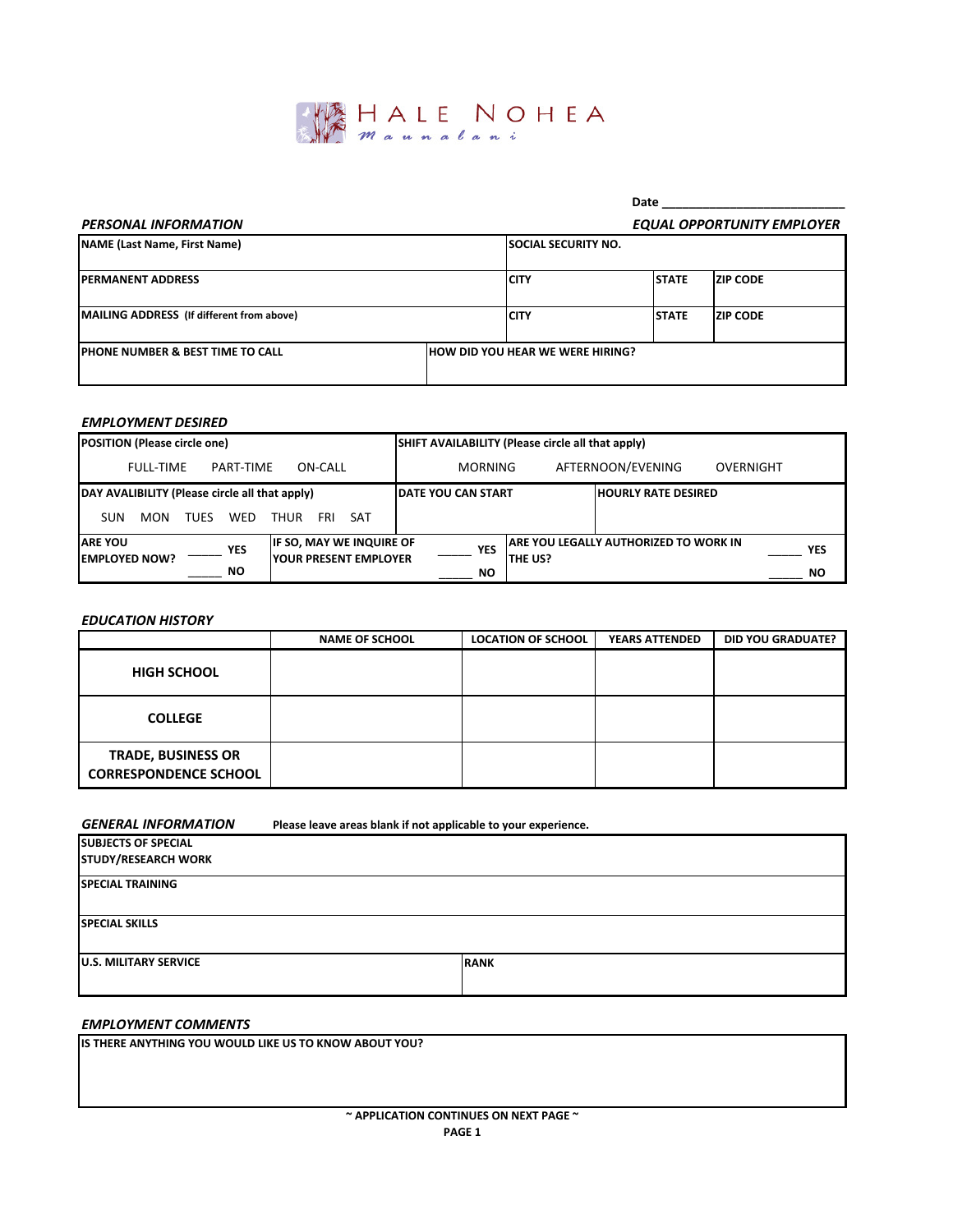# HALE NOHEA

*Maunalani*

Date ___________________________

***PERSONAL INFORMATION*** ***EQUAL OPPORTUNITY EMPLOYER***

| NAME (Last Name, First Name) | | SOCIAL SECURITY NO. | | |
|---|---|---|---|---|
| PERMANENT ADDRESS | | CITY | STATE | ZIP CODE |
| MAILING ADDRESS (If different from above) | | CITY | STATE | ZIP CODE |
| PHONE NUMBER & BEST TIME TO CALL | HOW DID YOU HEAR WE WERE HIRING? | | | |

***EMPLOYMENT DESIRED***

| POSITION (Please circle one) | | SHIFT AVAILABILITY (Please circle all that apply) | |
|---|---|---|---|
| FULL-TIME PART-TIME ON-CALL | | MORNING AFTERNOON/EVENING OVERNIGHT | |
| DAY AVALIBILITY (Please circle all that apply) | | DATE YOU CAN START | HOURLY RATE DESIRED |
| SUN MON TUES WED THUR FRI SAT | | | |
| ARE YOU EMPLOYED NOW? _____ YES _____ NO | IF SO, MAY WE INQUIRE OF YOUR PRESENT EMPLOYER _____ YES _____ NO | ARE YOU LEGALLY AUTHORIZED TO WORK IN THE US? _____ YES _____ NO | |

***EDUCATION HISTORY***

| | NAME OF SCHOOL | LOCATION OF SCHOOL | YEARS ATTENDED | DID YOU GRADUATE? |
|---|---|---|---|---|
| HIGH SCHOOL | | | | |
| COLLEGE | | | | |
| TRADE, BUSINESS OR CORRESPONDENCE SCHOOL | | | | |

***GENERAL INFORMATION*** **Please leave areas blank if not applicable to your experience.**

| SUBJECTS OF SPECIAL STUDY/RESEARCH WORK | |
|---|---|
| SPECIAL TRAINING | |
| SPECIAL SKILLS | |
| U.S. MILITARY SERVICE | RANK |

***EMPLOYMENT COMMENTS***

| IS THERE ANYTHING YOU WOULD LIKE US TO KNOW ABOUT YOU? |
|---|
| |

**~ APPLICATION CONTINUES ON NEXT PAGE ~**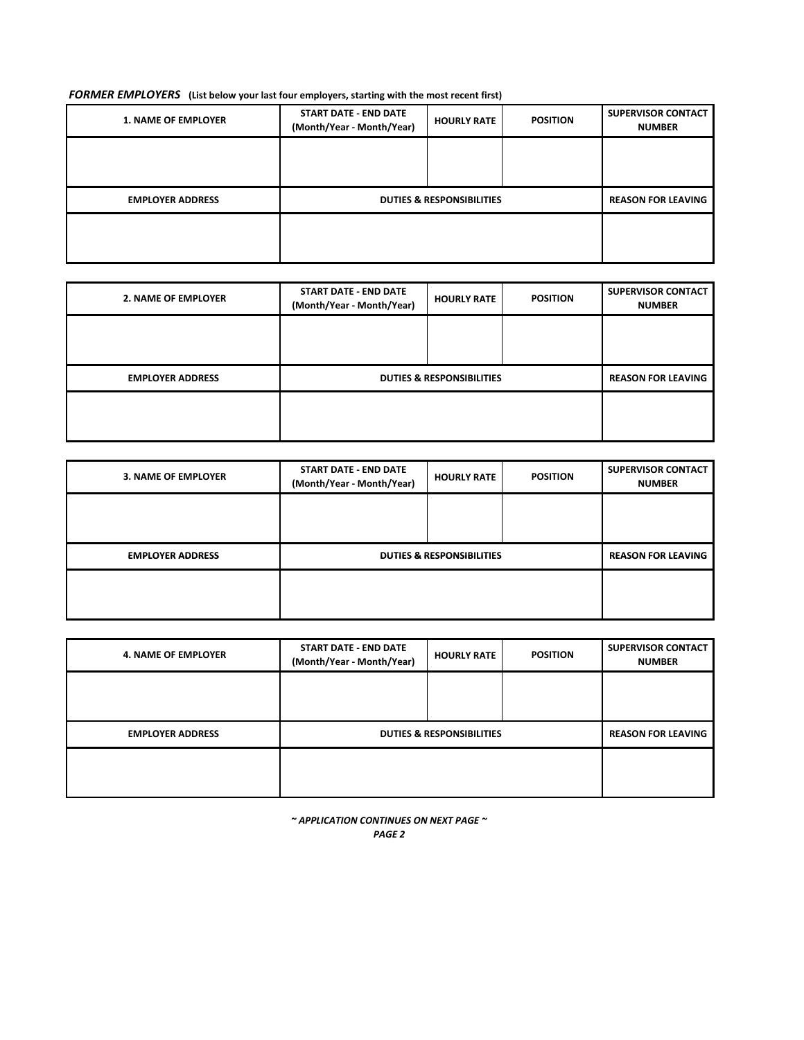***FORMER EMPLOYERS*** **(List below your last four employers, starting with the most recent first)**

| **1. NAME OF EMPLOYER** | **START DATE - END DATE (Month/Year - Month/Year)** | **HOURLY RATE** | **POSITION** | **SUPERVISOR CONTACT NUMBER** |
|---|---|---|---|---|
| | | | | |
| **EMPLOYER ADDRESS** | **DUTIES & RESPONSIBILITIES** | | | **REASON FOR LEAVING** |
| | | | | |

| **2. NAME OF EMPLOYER** | **START DATE - END DATE (Month/Year - Month/Year)** | **HOURLY RATE** | **POSITION** | **SUPERVISOR CONTACT NUMBER** |
|---|---|---|---|---|
| | | | | |
| **EMPLOYER ADDRESS** | **DUTIES & RESPONSIBILITIES** | | | **REASON FOR LEAVING** |
| | | | | |

| **3. NAME OF EMPLOYER** | **START DATE - END DATE (Month/Year - Month/Year)** | **HOURLY RATE** | **POSITION** | **SUPERVISOR CONTACT NUMBER** |
|---|---|---|---|---|
| | | | | |
| **EMPLOYER ADDRESS** | **DUTIES & RESPONSIBILITIES** | | | **REASON FOR LEAVING** |
| | | | | |

| **4. NAME OF EMPLOYER** | **START DATE - END DATE (Month/Year - Month/Year)** | **HOURLY RATE** | **POSITION** | **SUPERVISOR CONTACT NUMBER** |
|---|---|---|---|---|
| | | | | |
| **EMPLOYER ADDRESS** | **DUTIES & RESPONSIBILITIES** | | | **REASON FOR LEAVING** |
| | | | | |

***~ APPLICATION CONTINUES ON NEXT PAGE ~***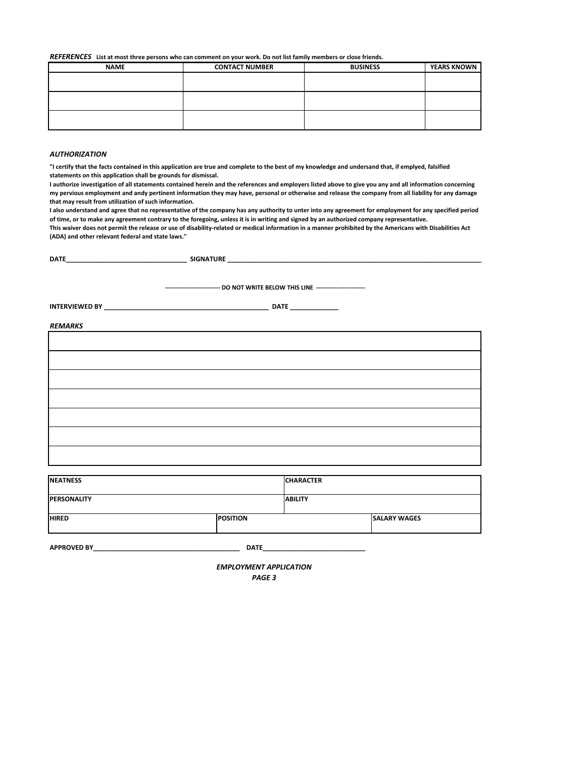***REFERENCES*** **List at most three persons who can comment on your work. Do not list family members or close friends.**

| NAME | CONTACT NUMBER | BUSINESS | YEARS KNOWN |
|---|---|---|---|
| | | | |
| | | | |
| | | | |

***AUTHORIZATION***

**"I certify that the facts contained in this application are true and complete to the best of my knowledge and undersand that, if emplyed, falsified statements on this application shall be grounds for dismissal.**
**I authorize investigation of all statements contained herein and the references and employers listed above to give you any and all information concerning my pervious employment and andy pertinent information they may have, personal or otherwise and release the company from all liability for any damage that may result from utilization of such information.**
**I also understand and agree that no representative of the company has any authority to unter into any agreement for employment for any specified period of time, or to make any agreement contrary to the foregoing, unless it is in writing and signed by an authorized company representative.**
**This waiver does not permit the release or use of disability-related or medical information in a manner prohibited by the Americans with Disabilities Act (ADA) and other relevant federal and state laws."**

**DATE**\_\_\_\_\_\_\_\_\_\_\_\_\_\_\_\_\_\_\_\_\_\_\_\_\_\_\_\_\_\_\_\_\_\_ **SIGNATURE** \_\_\_\_\_\_\_\_\_\_\_\_\_\_\_\_\_\_\_\_\_\_\_\_\_\_\_\_\_\_\_\_\_\_\_\_\_\_\_\_\_\_\_\_\_\_\_\_\_\_\_\_\_\_\_\_\_\_\_\_\_\_\_\_\_\_\_\_\_\_\_\_

**-------------------------- DO NOT WRITE BELOW THIS LINE ------------------------**

**INTERVIEWED BY** \_\_\_\_\_\_\_\_\_\_\_\_\_\_\_\_\_\_\_\_\_\_\_\_\_\_\_\_\_\_\_\_\_\_\_\_\_\_\_\_\_\_\_\_\_\_\_ **DATE** \_\_\_\_\_\_\_\_\_\_\_\_\_

***REMARKS***

| |
|---|
| |
| |
| |
| |
| |
| |
| |

| | | |
|---|---|---|
| **NEATNESS** | | **CHARACTER** |
| **PERSONALITY** | | **ABILITY** |
| **HIRED** | **POSITION** | **SALARY WAGES** |

**APPROVED BY**\_\_\_\_\_\_\_\_\_\_\_\_\_\_\_\_\_\_\_\_\_\_\_\_\_\_\_\_\_\_\_\_\_\_\_\_\_\_\_\_\_ **DATE**\_\_\_\_\_\_\_\_\_\_\_\_\_\_\_\_\_\_\_\_\_\_\_\_\_\_\_\_

***EMPLOYMENT APPLICATION***
***PAGE 3***